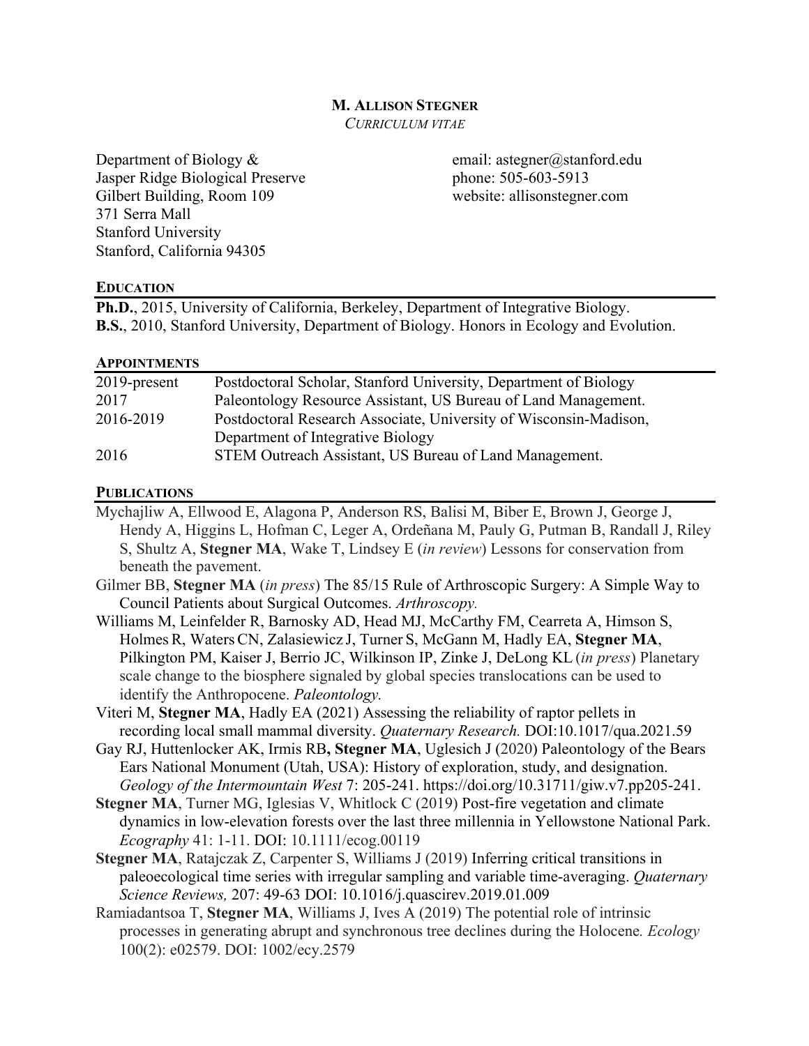# M. ALLISON STEGNER

*CURRICULUM VITAE*

Department of Biology &
Jasper Ridge Biological Preserve
Gilbert Building, Room 109
371 Serra Mall
Stanford University
Stanford, California 94305

email: astegner@stanford.edu
phone: 505-603-5913
website: allisonstegner.com

## EDUCATION

**Ph.D.**, 2015, University of California, Berkeley, Department of Integrative Biology.
**B.S.**, 2010, Stanford University, Department of Biology. Honors in Ecology and Evolution.

## APPOINTMENTS

| | |
|---|---|
| 2019-present | Postdoctoral Scholar, Stanford University, Department of Biology |
| 2017 | Paleontology Resource Assistant, US Bureau of Land Management. |
| 2016-2019 | Postdoctoral Research Associate, University of Wisconsin-Madison, Department of Integrative Biology |
| 2016 | STEM Outreach Assistant, US Bureau of Land Management. |

## PUBLICATIONS

Mychajliw A, Ellwood E, Alagona P, Anderson RS, Balisi M, Biber E, Brown J, George J, Hendy A, Higgins L, Hofman C, Leger A, Ordeñana M, Pauly G, Putman B, Randall J, Riley S, Shultz A, **Stegner MA**, Wake T, Lindsey E (*in review*) Lessons for conservation from beneath the pavement.

Gilmer BB, **Stegner MA** (*in press*) The 85/15 Rule of Arthroscopic Surgery: A Simple Way to Council Patients about Surgical Outcomes. *Arthroscopy.*

Williams M, Leinfelder R, Barnosky AD, Head MJ, McCarthy FM, Cearreta A, Himson S, Holmes R, Waters CN, Zalasiewicz J, Turner S, McGann M, Hadly EA, **Stegner MA**, Pilkington PM, Kaiser J, Berrio JC, Wilkinson IP, Zinke J, DeLong KL (*in press*) Planetary scale change to the biosphere signaled by global species translocations can be used to identify the Anthropocene. *Paleontology.*

Viteri M, **Stegner MA**, Hadly EA (2021) Assessing the reliability of raptor pellets in recording local small mammal diversity. *Quaternary Research.* DOI:10.1017/qua.2021.59

Gay RJ, Huttenlocker AK, Irmis RB, **Stegner MA**, Uglesich J (2020) Paleontology of the Bears Ears National Monument (Utah, USA): History of exploration, study, and designation. *Geology of the Intermountain West* 7: 205-241. https://doi.org/10.31711/giw.v7.pp205-241.

**Stegner MA**, Turner MG, Iglesias V, Whitlock C (2019) Post-fire vegetation and climate dynamics in low-elevation forests over the last three millennia in Yellowstone National Park. *Ecography* 41: 1-11. DOI: 10.1111/ecog.00119

**Stegner MA**, Ratajczak Z, Carpenter S, Williams J (2019) Inferring critical transitions in paleoecological time series with irregular sampling and variable time-averaging. *Quaternary Science Reviews,* 207: 49-63 DOI: 10.1016/j.quascirev.2019.01.009

Ramiadantsoa T, **Stegner MA**, Williams J, Ives A (2019) The potential role of intrinsic processes in generating abrupt and synchronous tree declines during the Holocene*. Ecology* 100(2): e02579. DOI: 1002/ecy.2579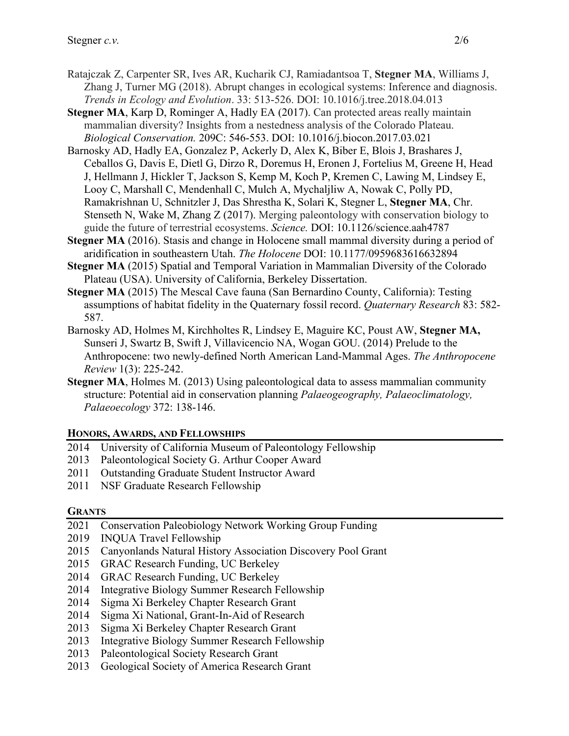Ratajczak Z, Carpenter SR, Ives AR, Kucharik CJ, Ramiadantsoa T, **Stegner MA**, Williams J, Zhang J, Turner MG (2018). Abrupt changes in ecological systems: Inference and diagnosis. *Trends in Ecology and Evolution*. 33: 513-526. DOI: 10.1016/j.tree.2018.04.013

**Stegner MA**, Karp D, Rominger A, Hadly EA (2017). Can protected areas really maintain mammalian diversity? Insights from a nestedness analysis of the Colorado Plateau. *Biological Conservation.* 209C: 546-553. DOI: 10.1016/j.biocon.2017.03.021

Barnosky AD, Hadly EA, Gonzalez P, Ackerly D, Alex K, Biber E, Blois J, Brashares J, Ceballos G, Davis E, Dietl G, Dirzo R, Doremus H, Eronen J, Fortelius M, Greene H, Head J, Hellmann J, Hickler T, Jackson S, Kemp M, Koch P, Kremen C, Lawing M, Lindsey E, Looy C, Marshall C, Mendenhall C, Mulch A, Mychaljliw A, Nowak C, Polly PD, Ramakrishnan U, Schnitzler J, Das Shrestha K, Solari K, Stegner L, **Stegner MA**, Chr. Stenseth N, Wake M, Zhang Z (2017). Merging paleontology with conservation biology to guide the future of terrestrial ecosystems. *Science.* DOI: 10.1126/science.aah4787

**Stegner MA** (2016). Stasis and change in Holocene small mammal diversity during a period of aridification in southeastern Utah. *The Holocene* DOI: 10.1177/0959683616632894

**Stegner MA** (2015) Spatial and Temporal Variation in Mammalian Diversity of the Colorado Plateau (USA). University of California, Berkeley Dissertation.

**Stegner MA** (2015) The Mescal Cave fauna (San Bernardino County, California): Testing assumptions of habitat fidelity in the Quaternary fossil record. *Quaternary Research* 83: 582-587.

Barnosky AD, Holmes M, Kirchholtes R, Lindsey E, Maguire KC, Poust AW, **Stegner MA,** Sunseri J, Swartz B, Swift J, Villavicencio NA, Wogan GOU. (2014) Prelude to the Anthropocene: two newly-defined North American Land-Mammal Ages. *The Anthropocene Review* 1(3): 225-242.

**Stegner MA**, Holmes M. (2013) Using paleontological data to assess mammalian community structure: Potential aid in conservation planning *Palaeogeography, Palaeoclimatology, Palaeoecology* 372: 138-146.

## HONORS, AWARDS, AND FELLOWSHIPS

- 2014 University of California Museum of Paleontology Fellowship
- 2013 Paleontological Society G. Arthur Cooper Award
- 2011 Outstanding Graduate Student Instructor Award
- 2011 NSF Graduate Research Fellowship

## GRANTS

- 2021 Conservation Paleobiology Network Working Group Funding
- 2019 INQUA Travel Fellowship
- 2015 Canyonlands Natural History Association Discovery Pool Grant
- 2015 GRAC Research Funding, UC Berkeley
- 2014 GRAC Research Funding, UC Berkeley
- 2014 Integrative Biology Summer Research Fellowship
- 2014 Sigma Xi Berkeley Chapter Research Grant
- 2014 Sigma Xi National, Grant-In-Aid of Research
- 2013 Sigma Xi Berkeley Chapter Research Grant
- 2013 Integrative Biology Summer Research Fellowship
- 2013 Paleontological Society Research Grant
- 2013 Geological Society of America Research Grant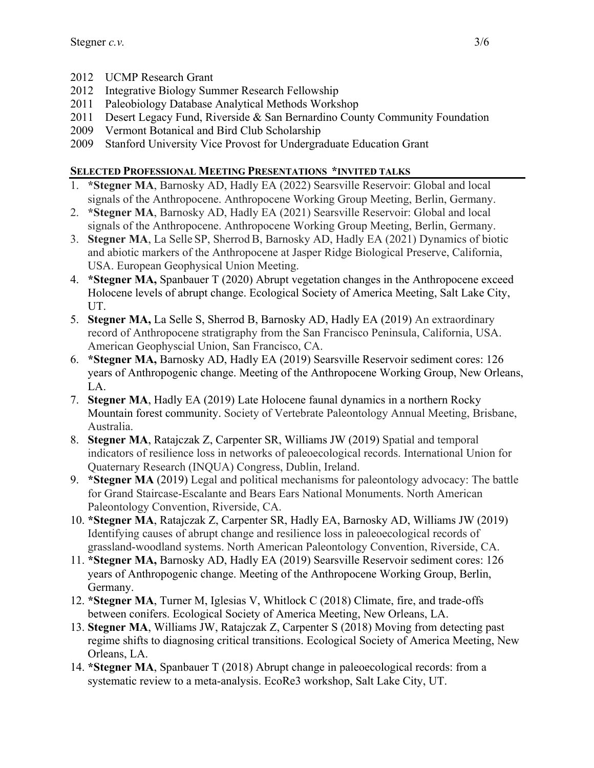- 2012 UCMP Research Grant
- 2012 Integrative Biology Summer Research Fellowship
- 2011 Paleobiology Database Analytical Methods Workshop
- 2011 Desert Legacy Fund, Riverside & San Bernardino County Community Foundation
- 2009 Vermont Botanical and Bird Club Scholarship
- 2009 Stanford University Vice Provost for Undergraduate Education Grant

## SELECTED PROFESSIONAL MEETING PRESENTATIONS *INVITED TALKS

1. ***Stegner MA**, Barnosky AD, Hadly EA (2022) Searsville Reservoir: Global and local signals of the Anthropocene. Anthropocene Working Group Meeting, Berlin, Germany.
2. ***Stegner MA**, Barnosky AD, Hadly EA (2021) Searsville Reservoir: Global and local signals of the Anthropocene. Anthropocene Working Group Meeting, Berlin, Germany.
3. **Stegner MA**, La Selle SP, Sherrod B, Barnosky AD, Hadly EA (2021) Dynamics of biotic and abiotic markers of the Anthropocene at Jasper Ridge Biological Preserve, California, USA. European Geophysical Union Meeting.
4. ***Stegner MA,** Spanbauer T (2020) Abrupt vegetation changes in the Anthropocene exceed Holocene levels of abrupt change. Ecological Society of America Meeting, Salt Lake City, UT.
5. **Stegner MA,** La Selle S, Sherrod B, Barnosky AD, Hadly EA (2019) An extraordinary record of Anthropocene stratigraphy from the San Francisco Peninsula, California, USA. American Geophyscial Union, San Francisco, CA.
6. ***Stegner MA,** Barnosky AD, Hadly EA (2019) Searsville Reservoir sediment cores: 126 years of Anthropogenic change. Meeting of the Anthropocene Working Group, New Orleans, LA.
7. **Stegner MA**, Hadly EA (2019) Late Holocene faunal dynamics in a northern Rocky Mountain forest community. Society of Vertebrate Paleontology Annual Meeting, Brisbane, Australia.
8. **Stegner MA**, Ratajczak Z, Carpenter SR, Williams JW (2019) Spatial and temporal indicators of resilience loss in networks of paleoecological records. International Union for Quaternary Research (INQUA) Congress, Dublin, Ireland.
9. ***Stegner MA** (2019) Legal and political mechanisms for paleontology advocacy: The battle for Grand Staircase-Escalante and Bears Ears National Monuments. North American Paleontology Convention, Riverside, CA.
10. ***Stegner MA**, Ratajczak Z, Carpenter SR, Hadly EA, Barnosky AD, Williams JW (2019) Identifying causes of abrupt change and resilience loss in paleoecological records of grassland-woodland systems. North American Paleontology Convention, Riverside, CA.
11. ***Stegner MA,** Barnosky AD, Hadly EA (2019) Searsville Reservoir sediment cores: 126 years of Anthropogenic change. Meeting of the Anthropocene Working Group, Berlin, Germany.
12. ***Stegner MA**, Turner M, Iglesias V, Whitlock C (2018) Climate, fire, and trade-offs between conifers. Ecological Society of America Meeting, New Orleans, LA.
13. **Stegner MA**, Williams JW, Ratajczak Z, Carpenter S (2018) Moving from detecting past regime shifts to diagnosing critical transitions. Ecological Society of America Meeting, New Orleans, LA.
14. ***Stegner MA**, Spanbauer T (2018) Abrupt change in paleoecological records: from a systematic review to a meta-analysis. EcoRe3 workshop, Salt Lake City, UT.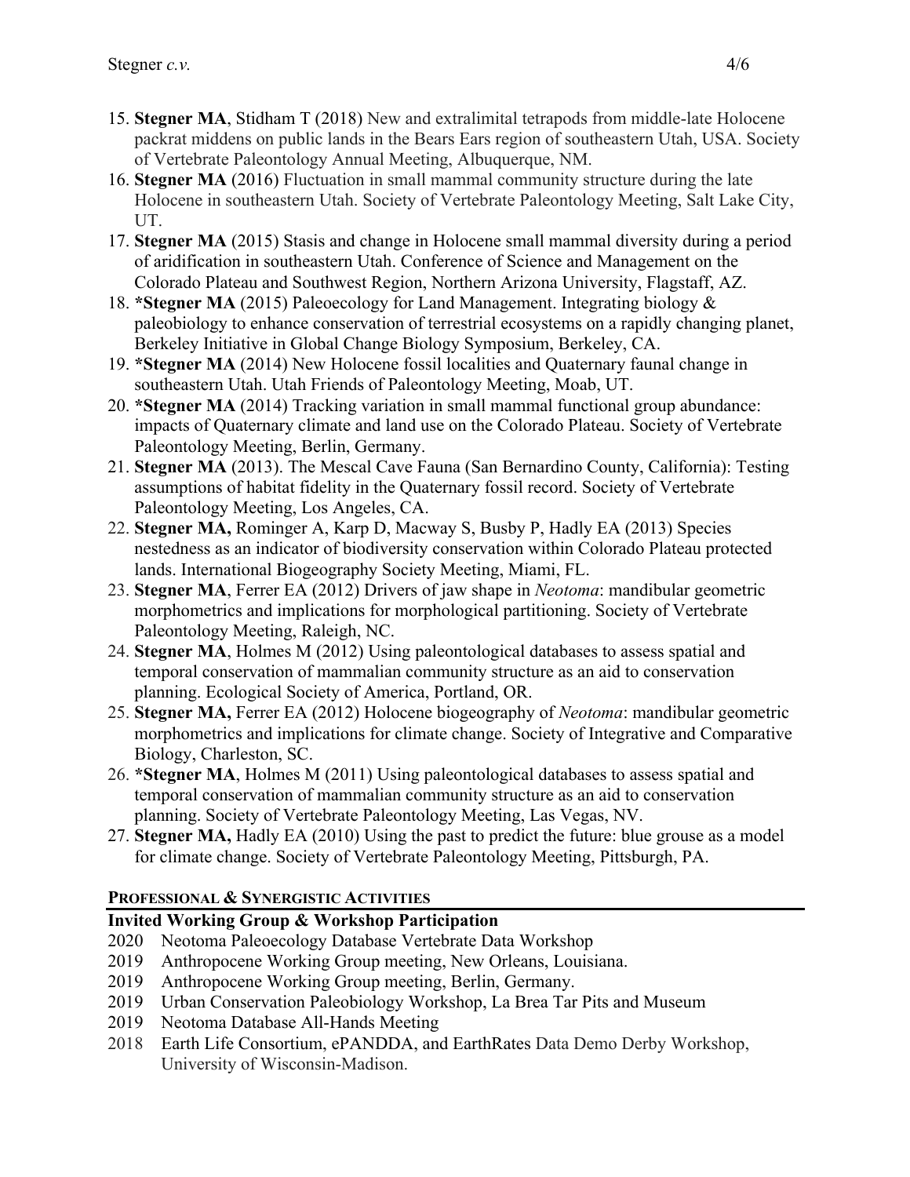15. **Stegner MA**, Stidham T (2018) New and extralimital tetrapods from middle-late Holocene packrat middens on public lands in the Bears Ears region of southeastern Utah, USA. Society of Vertebrate Paleontology Annual Meeting, Albuquerque, NM.
16. **Stegner MA** (2016) Fluctuation in small mammal community structure during the late Holocene in southeastern Utah. Society of Vertebrate Paleontology Meeting, Salt Lake City, UT.
17. **Stegner MA** (2015) Stasis and change in Holocene small mammal diversity during a period of aridification in southeastern Utah. Conference of Science and Management on the Colorado Plateau and Southwest Region, Northern Arizona University, Flagstaff, AZ.
18. ***Stegner MA** (2015) Paleoecology for Land Management. Integrating biology & paleobiology to enhance conservation of terrestrial ecosystems on a rapidly changing planet, Berkeley Initiative in Global Change Biology Symposium, Berkeley, CA.
19. ***Stegner MA** (2014) New Holocene fossil localities and Quaternary faunal change in southeastern Utah. Utah Friends of Paleontology Meeting, Moab, UT.
20. ***Stegner MA** (2014) Tracking variation in small mammal functional group abundance: impacts of Quaternary climate and land use on the Colorado Plateau. Society of Vertebrate Paleontology Meeting, Berlin, Germany.
21. **Stegner MA** (2013). The Mescal Cave Fauna (San Bernardino County, California): Testing assumptions of habitat fidelity in the Quaternary fossil record. Society of Vertebrate Paleontology Meeting, Los Angeles, CA.
22. **Stegner MA,** Rominger A, Karp D, Macway S, Busby P, Hadly EA (2013) Species nestedness as an indicator of biodiversity conservation within Colorado Plateau protected lands. International Biogeography Society Meeting, Miami, FL.
23. **Stegner MA**, Ferrer EA (2012) Drivers of jaw shape in *Neotoma*: mandibular geometric morphometrics and implications for morphological partitioning. Society of Vertebrate Paleontology Meeting, Raleigh, NC.
24. **Stegner MA**, Holmes M (2012) Using paleontological databases to assess spatial and temporal conservation of mammalian community structure as an aid to conservation planning. Ecological Society of America, Portland, OR.
25. **Stegner MA,** Ferrer EA (2012) Holocene biogeography of *Neotoma*: mandibular geometric morphometrics and implications for climate change. Society of Integrative and Comparative Biology, Charleston, SC.
26. ***Stegner MA**, Holmes M (2011) Using paleontological databases to assess spatial and temporal conservation of mammalian community structure as an aid to conservation planning. Society of Vertebrate Paleontology Meeting, Las Vegas, NV.
27. **Stegner MA,** Hadly EA (2010) Using the past to predict the future: blue grouse as a model for climate change. Society of Vertebrate Paleontology Meeting, Pittsburgh, PA.

## PROFESSIONAL & SYNERGISTIC ACTIVITIES

### Invited Working Group & Workshop Participation

- 2020 Neotoma Paleoecology Database Vertebrate Data Workshop
- 2019 Anthropocene Working Group meeting, New Orleans, Louisiana.
- 2019 Anthropocene Working Group meeting, Berlin, Germany.
- 2019 Urban Conservation Paleobiology Workshop, La Brea Tar Pits and Museum
- 2019 Neotoma Database All-Hands Meeting
- 2018 Earth Life Consortium, ePANDDA, and EarthRates Data Demo Derby Workshop, University of Wisconsin-Madison.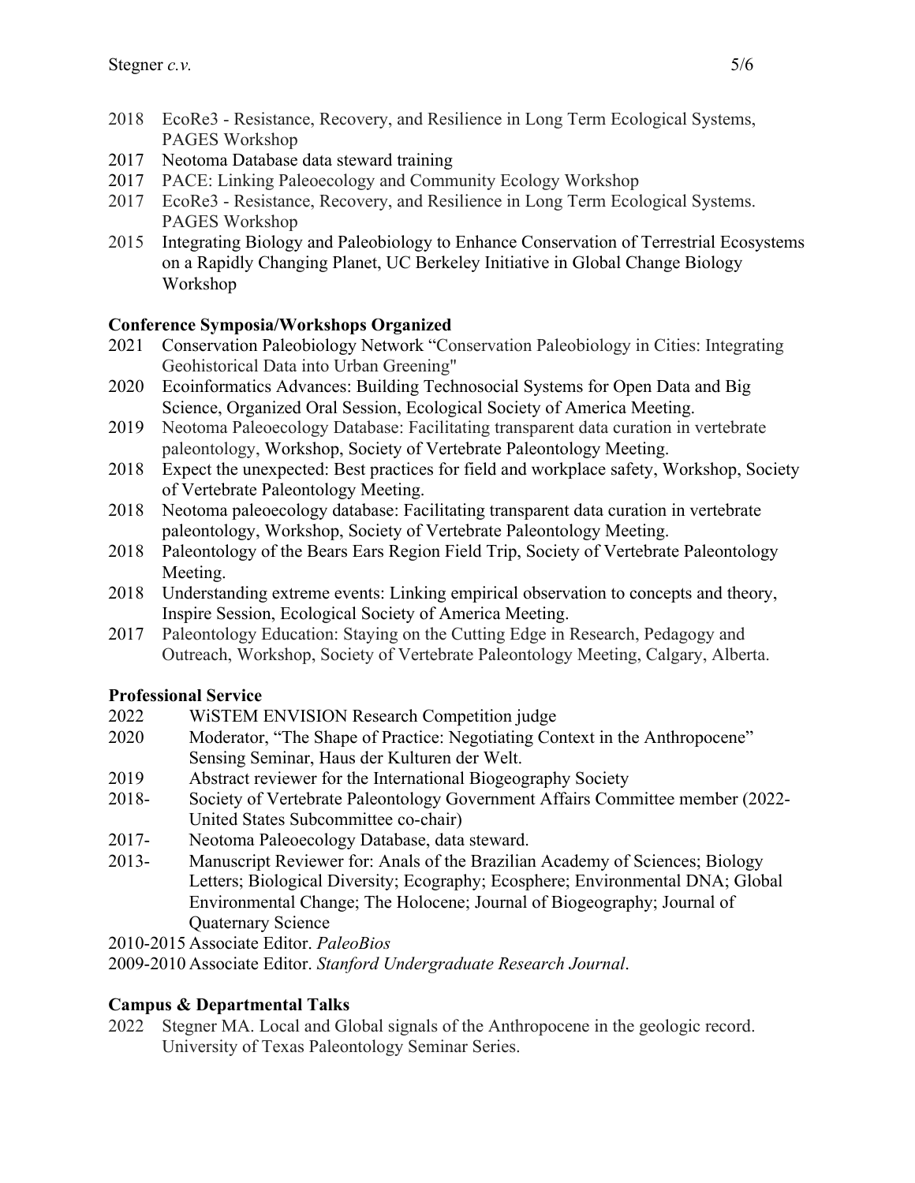- 2018 EcoRe3 - Resistance, Recovery, and Resilience in Long Term Ecological Systems, PAGES Workshop
- 2017 Neotoma Database data steward training
- 2017 PACE: Linking Paleoecology and Community Ecology Workshop
- 2017 EcoRe3 - Resistance, Recovery, and Resilience in Long Term Ecological Systems. PAGES Workshop
- 2015 Integrating Biology and Paleobiology to Enhance Conservation of Terrestrial Ecosystems on a Rapidly Changing Planet, UC Berkeley Initiative in Global Change Biology Workshop

**Conference Symposia/Workshops Organized**

- 2021 Conservation Paleobiology Network "Conservation Paleobiology in Cities: Integrating Geohistorical Data into Urban Greening"
- 2020 Ecoinformatics Advances: Building Technosocial Systems for Open Data and Big Science, Organized Oral Session, Ecological Society of America Meeting.
- 2019 Neotoma Paleoecology Database: Facilitating transparent data curation in vertebrate paleontology, Workshop, Society of Vertebrate Paleontology Meeting.
- 2018 Expect the unexpected: Best practices for field and workplace safety, Workshop, Society of Vertebrate Paleontology Meeting.
- 2018 Neotoma paleoecology database: Facilitating transparent data curation in vertebrate paleontology, Workshop, Society of Vertebrate Paleontology Meeting.
- 2018 Paleontology of the Bears Ears Region Field Trip, Society of Vertebrate Paleontology Meeting.
- 2018 Understanding extreme events: Linking empirical observation to concepts and theory, Inspire Session, Ecological Society of America Meeting.
- 2017 Paleontology Education: Staying on the Cutting Edge in Research, Pedagogy and Outreach, Workshop, Society of Vertebrate Paleontology Meeting, Calgary, Alberta.

**Professional Service**

- 2022 WiSTEM ENVISION Research Competition judge
- 2020 Moderator, "The Shape of Practice: Negotiating Context in the Anthropocene" Sensing Seminar, Haus der Kulturen der Welt.
- 2019 Abstract reviewer for the International Biogeography Society
- 2018- Society of Vertebrate Paleontology Government Affairs Committee member (2022- United States Subcommittee co-chair)
- 2017- Neotoma Paleoecology Database, data steward.
- 2013- Manuscript Reviewer for: Anals of the Brazilian Academy of Sciences; Biology Letters; Biological Diversity; Ecography; Ecosphere; Environmental DNA; Global Environmental Change; The Holocene; Journal of Biogeography; Journal of Quaternary Science
- 2010-2015 Associate Editor. *PaleoBios*
- 2009-2010 Associate Editor. *Stanford Undergraduate Research Journal*.

**Campus & Departmental Talks**

- 2022 Stegner MA. Local and Global signals of the Anthropocene in the geologic record. University of Texas Paleontology Seminar Series.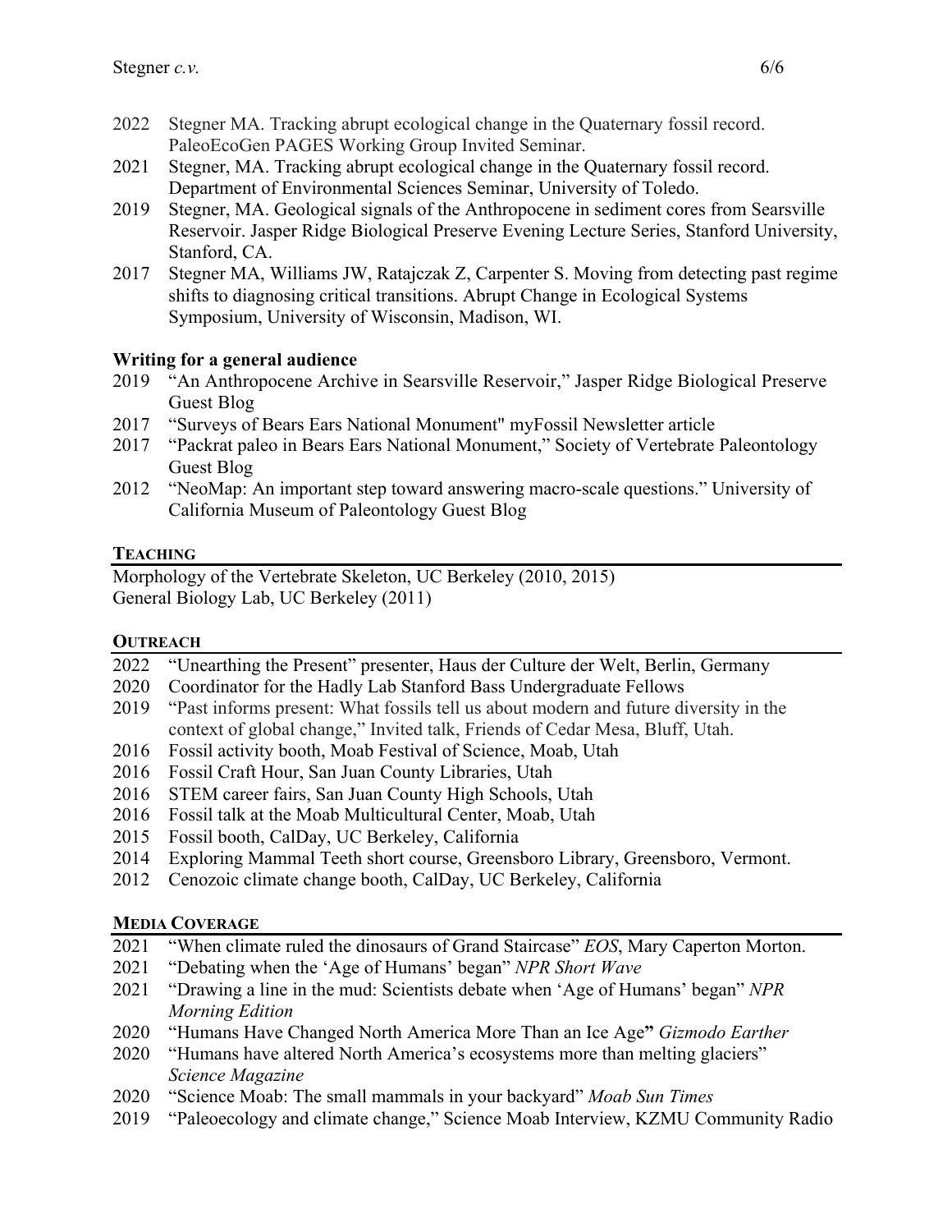2022 Stegner MA. Tracking abrupt ecological change in the Quaternary fossil record. PaleoEcoGen PAGES Working Group Invited Seminar.

2021 Stegner, MA. Tracking abrupt ecological change in the Quaternary fossil record. Department of Environmental Sciences Seminar, University of Toledo.

2019 Stegner, MA. Geological signals of the Anthropocene in sediment cores from Searsville Reservoir. Jasper Ridge Biological Preserve Evening Lecture Series, Stanford University, Stanford, CA.

2017 Stegner MA, Williams JW, Ratajczak Z, Carpenter S. Moving from detecting past regime shifts to diagnosing critical transitions. Abrupt Change in Ecological Systems Symposium, University of Wisconsin, Madison, WI.

### Writing for a general audience

2019 "An Anthropocene Archive in Searsville Reservoir," Jasper Ridge Biological Preserve Guest Blog

2017 "Surveys of Bears Ears National Monument" myFossil Newsletter article

2017 "Packrat paleo in Bears Ears National Monument," Society of Vertebrate Paleontology Guest Blog

2012 "NeoMap: An important step toward answering macro-scale questions." University of California Museum of Paleontology Guest Blog

## TEACHING

Morphology of the Vertebrate Skeleton, UC Berkeley (2010, 2015)
General Biology Lab, UC Berkeley (2011)

## OUTREACH

2022 "Unearthing the Present" presenter, Haus der Culture der Welt, Berlin, Germany

2020 Coordinator for the Hadly Lab Stanford Bass Undergraduate Fellows

2019 "Past informs present: What fossils tell us about modern and future diversity in the context of global change," Invited talk, Friends of Cedar Mesa, Bluff, Utah.

2016 Fossil activity booth, Moab Festival of Science, Moab, Utah

2016 Fossil Craft Hour, San Juan County Libraries, Utah

2016 STEM career fairs, San Juan County High Schools, Utah

2016 Fossil talk at the Moab Multicultural Center, Moab, Utah

2015 Fossil booth, CalDay, UC Berkeley, California

2014 Exploring Mammal Teeth short course, Greensboro Library, Greensboro, Vermont.

2012 Cenozoic climate change booth, CalDay, UC Berkeley, California

## MEDIA COVERAGE

2021 "When climate ruled the dinosaurs of Grand Staircase" *EOS*, Mary Caperton Morton.

2021 "Debating when the 'Age of Humans' began" *NPR Short Wave*

2021 "Drawing a line in the mud: Scientists debate when 'Age of Humans' began" *NPR Morning Edition*

2020 "Humans Have Changed North America More Than an Ice Age**"** *Gizmodo Earther*

2020 "Humans have altered North America's ecosystems more than melting glaciers" *Science Magazine*

2020 "Science Moab: The small mammals in your backyard" *Moab Sun Times*

2019 "Paleoecology and climate change," Science Moab Interview, KZMU Community Radio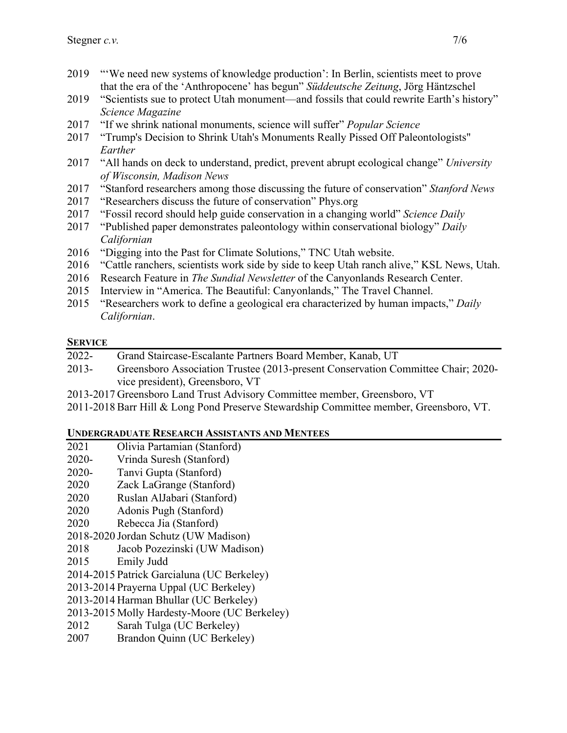2019 "'We need new systems of knowledge production': In Berlin, scientists meet to prove that the era of the 'Anthropocene' has begun" *Süddeutsche Zeitung*, Jörg Häntzschel

2019 "Scientists sue to protect Utah monument—and fossils that could rewrite Earth's history" *Science Magazine*

2017 "If we shrink national monuments, science will suffer" *Popular Science*

2017 "Trump's Decision to Shrink Utah's Monuments Really Pissed Off Paleontologists" *Earther*

2017 "All hands on deck to understand, predict, prevent abrupt ecological change" *University of Wisconsin, Madison News*

2017 "Stanford researchers among those discussing the future of conservation" *Stanford News*

2017 "Researchers discuss the future of conservation" Phys.org

2017 "Fossil record should help guide conservation in a changing world" *Science Daily*

2017 "Published paper demonstrates paleontology within conservational biology" *Daily Californian*

2016 "Digging into the Past for Climate Solutions," TNC Utah website.

2016 "Cattle ranchers, scientists work side by side to keep Utah ranch alive," KSL News, Utah.

2016 Research Feature in *The Sundial Newsletter* of the Canyonlands Research Center.

2015 Interview in "America. The Beautiful: Canyonlands," The Travel Channel.

2015 "Researchers work to define a geological era characterized by human impacts," *Daily Californian*.

## SERVICE

2022- Grand Staircase-Escalante Partners Board Member, Kanab, UT

2013- Greensboro Association Trustee (2013-present Conservation Committee Chair; 2020-vice president), Greensboro, VT

2013-2017 Greensboro Land Trust Advisory Committee member, Greensboro, VT

2011-2018 Barr Hill & Long Pond Preserve Stewardship Committee member, Greensboro, VT.

## UNDERGRADUATE RESEARCH ASSISTANTS AND MENTEES

2021 Olivia Partamian (Stanford)

2020- Vrinda Suresh (Stanford)

2020- Tanvi Gupta (Stanford)

2020 Zack LaGrange (Stanford)

2020 Ruslan AlJabari (Stanford)

2020 Adonis Pugh (Stanford)

2020 Rebecca Jia (Stanford)

2018-2020 Jordan Schutz (UW Madison)

2018 Jacob Pozezinski (UW Madison)

2015 Emily Judd

2014-2015 Patrick Garcialuna (UC Berkeley)

2013-2014 Prayerna Uppal (UC Berkeley)

2013-2014 Harman Bhullar (UC Berkeley)

2013-2015 Molly Hardesty-Moore (UC Berkeley)

2012 Sarah Tulga (UC Berkeley)

2007 Brandon Quinn (UC Berkeley)